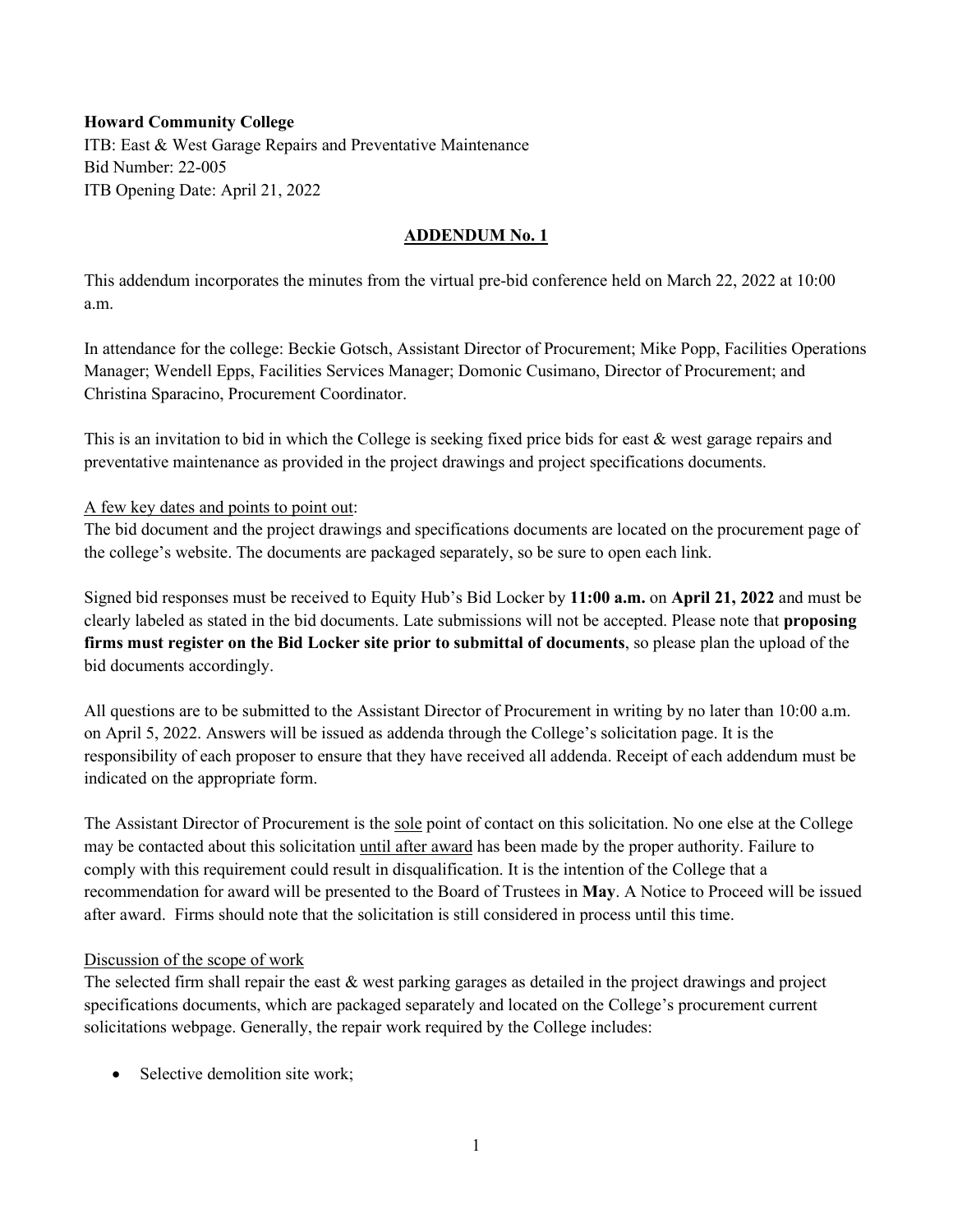**Howard Community College**
ITB: East & West Garage Repairs and Preventative Maintenance
Bid Number: 22-005
ITB Opening Date: April 21, 2022

## ADDENDUM No. 1

This addendum incorporates the minutes from the virtual pre-bid conference held on March 22, 2022 at 10:00 a.m.

In attendance for the college: Beckie Gotsch, Assistant Director of Procurement; Mike Popp, Facilities Operations Manager; Wendell Epps, Facilities Services Manager; Domonic Cusimano, Director of Procurement; and Christina Sparacino, Procurement Coordinator.

This is an invitation to bid in which the College is seeking fixed price bids for east & west garage repairs and preventative maintenance as provided in the project drawings and project specifications documents.

A few key dates and points to point out:
The bid document and the project drawings and specifications documents are located on the procurement page of the college's website. The documents are packaged separately, so be sure to open each link.

Signed bid responses must be received to Equity Hub's Bid Locker by **11:00 a.m.** on **April 21, 2022** and must be clearly labeled as stated in the bid documents. Late submissions will not be accepted. Please note that **proposing firms must register on the Bid Locker site prior to submittal of documents**, so please plan the upload of the bid documents accordingly.

All questions are to be submitted to the Assistant Director of Procurement in writing by no later than 10:00 a.m. on April 5, 2022. Answers will be issued as addenda through the College's solicitation page. It is the responsibility of each proposer to ensure that they have received all addenda. Receipt of each addendum must be indicated on the appropriate form.

The Assistant Director of Procurement is the sole point of contact on this solicitation. No one else at the College may be contacted about this solicitation until after award has been made by the proper authority. Failure to comply with this requirement could result in disqualification. It is the intention of the College that a recommendation for award will be presented to the Board of Trustees in **May**. A Notice to Proceed will be issued after award. Firms should note that the solicitation is still considered in process until this time.

Discussion of the scope of work
The selected firm shall repair the east & west parking garages as detailed in the project drawings and project specifications documents, which are packaged separately and located on the College's procurement current solicitations webpage. Generally, the repair work required by the College includes:

- Selective demolition site work;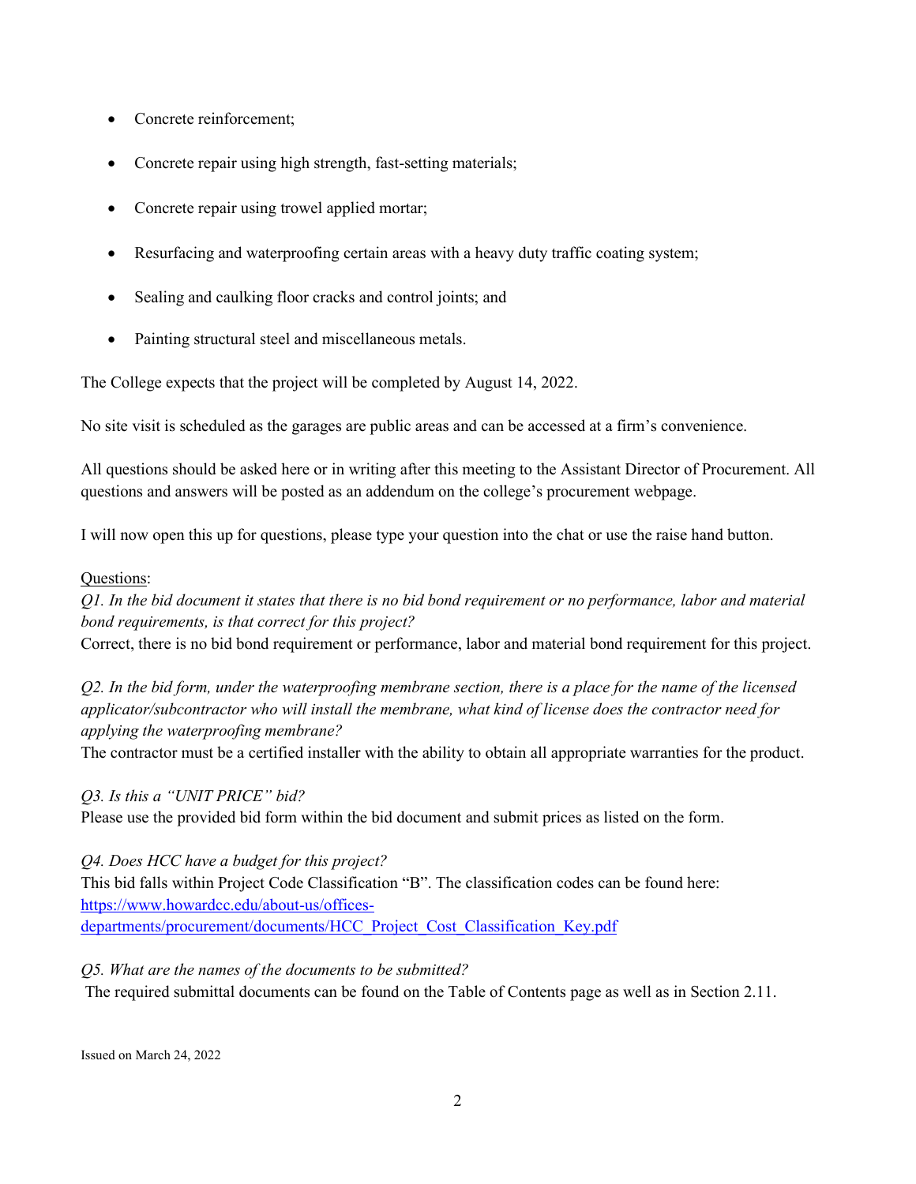- Concrete reinforcement;
- Concrete repair using high strength, fast-setting materials;
- Concrete repair using trowel applied mortar;
- Resurfacing and waterproofing certain areas with a heavy duty traffic coating system;
- Sealing and caulking floor cracks and control joints; and
- Painting structural steel and miscellaneous metals.

The College expects that the project will be completed by August 14, 2022.

No site visit is scheduled as the garages are public areas and can be accessed at a firm's convenience.

All questions should be asked here or in writing after this meeting to the Assistant Director of Procurement. All questions and answers will be posted as an addendum on the college's procurement webpage.

I will now open this up for questions, please type your question into the chat or use the raise hand button.

Questions:

*Q1. In the bid document it states that there is no bid bond requirement or no performance, labor and material bond requirements, is that correct for this project?*
Correct, there is no bid bond requirement or performance, labor and material bond requirement for this project.

*Q2. In the bid form, under the waterproofing membrane section, there is a place for the name of the licensed applicator/subcontractor who will install the membrane, what kind of license does the contractor need for applying the waterproofing membrane?*
The contractor must be a certified installer with the ability to obtain all appropriate warranties for the product.

*Q3. Is this a "UNIT PRICE" bid?*
Please use the provided bid form within the bid document and submit prices as listed on the form.

*Q4. Does HCC have a budget for this project?*
This bid falls within Project Code Classification "B". The classification codes can be found here: https://www.howardcc.edu/about-us/offices-departments/procurement/documents/HCC_Project_Cost_Classification_Key.pdf

*Q5. What are the names of the documents to be submitted?*
The required submittal documents can be found on the Table of Contents page as well as in Section 2.11.

Issued on March 24, 2022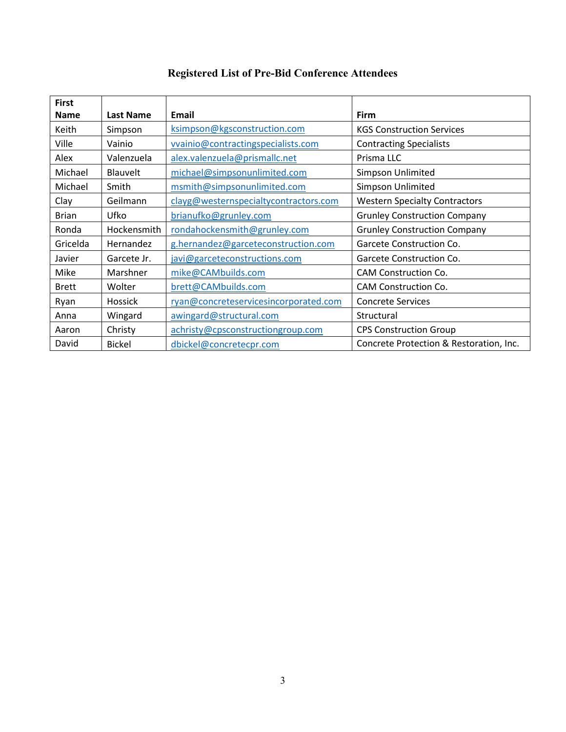## Registered List of Pre-Bid Conference Attendees

| First Name | Last Name | Email | Firm |
|---|---|---|---|
| Keith | Simpson | ksimpson@kgsconstruction.com | KGS Construction Services |
| Ville | Vainio | vvainio@contractingspecialists.com | Contracting Specialists |
| Alex | Valenzuela | alex.valenzuela@prismallc.net | Prisma LLC |
| Michael | Blauvelt | michael@simpsonunlimited.com | Simpson Unlimited |
| Michael | Smith | msmith@simpsonunlimited.com | Simpson Unlimited |
| Clay | Geilmann | clayg@westernspecialtycontractors.com | Western Specialty Contractors |
| Brian | Ufko | brianufko@grunley.com | Grunley Construction Company |
| Ronda | Hockensmith | rondahockensmith@grunley.com | Grunley Construction Company |
| Gricelda | Hernandez | g.hernandez@garceteconstruction.com | Garcete Construction Co. |
| Javier | Garcete Jr. | javi@garceteconstructions.com | Garcete Construction Co. |
| Mike | Marshner | mike@CAMbuilds.com | CAM Construction Co. |
| Brett | Wolter | brett@CAMbuilds.com | CAM Construction Co. |
| Ryan | Hossick | ryan@concreteservicesincorporated.com | Concrete Services |
| Anna | Wingard | awingard@structural.com | Structural |
| Aaron | Christy | achristy@cpsconstructiongroup.com | CPS Construction Group |
| David | Bickel | dbickel@concretecpr.com | Concrete Protection & Restoration, Inc. |